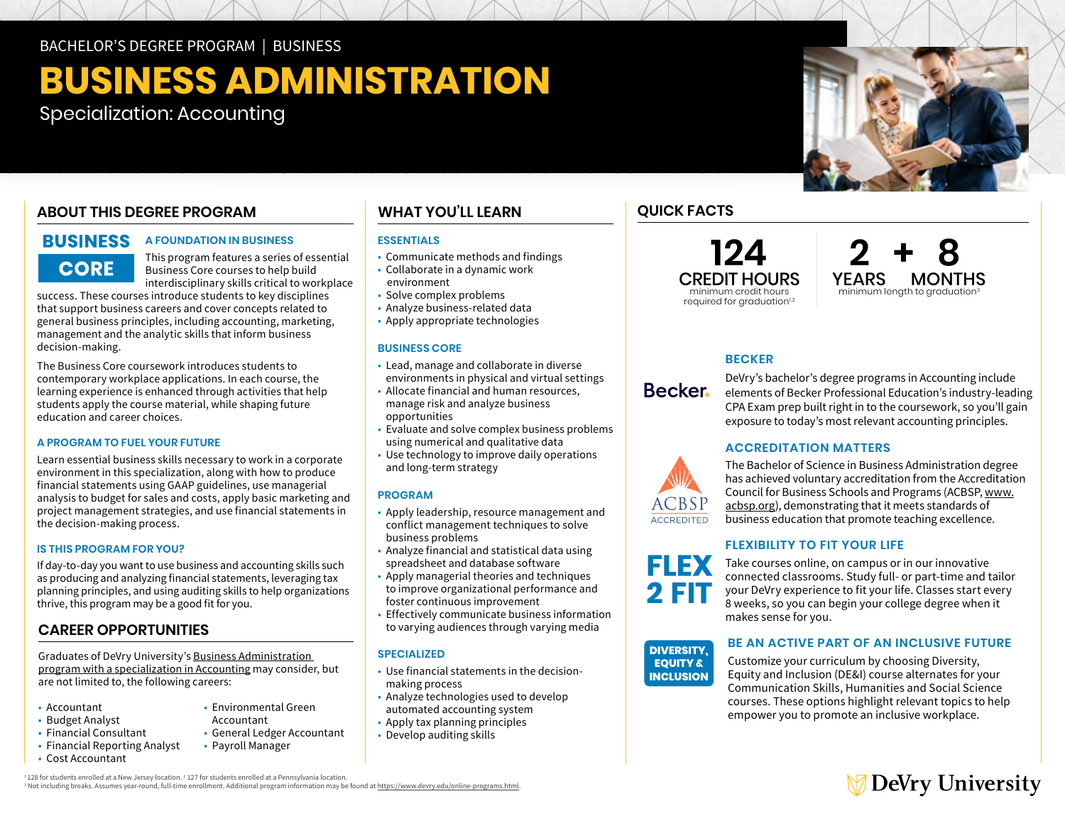BACHELOR'S DEGREE PROGRAM | BUSINESS

# BUSINESS ADMINISTRATION

Specialization: Accounting

## ABOUT THIS DEGREE PROGRAM

**BUSINESS CORE**

### A FOUNDATION IN BUSINESS

This program features a series of essential Business Core courses to help build interdisciplinary skills critical to workplace success. These courses introduce students to key disciplines that support business careers and cover concepts related to general business principles, including accounting, marketing, management and the analytic skills that inform business decision-making.

The Business Core coursework introduces students to contemporary workplace applications. In each course, the learning experience is enhanced through activities that help students apply the course material, while shaping future education and career choices.

### A PROGRAM TO FUEL YOUR FUTURE

Learn essential business skills necessary to work in a corporate environment in this specialization, along with how to produce financial statements using GAAP guidelines, use managerial analysis to budget for sales and costs, apply basic marketing and project management strategies, and use financial statements in the decision-making process.

### IS THIS PROGRAM FOR YOU?

If day-to-day you want to use business and accounting skills such as producing and analyzing financial statements, leveraging tax planning principles, and using auditing skills to help organizations thrive, this program may be a good fit for you.

## CAREER OPPORTUNITIES

Graduates of DeVry University's Business Administration program with a specialization in Accounting may consider, but are not limited to, the following careers:

- Accountant
- Budget Analyst
- Financial Consultant
- Financial Reporting Analyst
- Cost Accountant
- Environmental Green Accountant
- General Ledger Accountant
- Payroll Manager

## WHAT YOU'LL LEARN

### ESSENTIALS

- Communicate methods and findings
- Collaborate in a dynamic work environment
- Solve complex problems
- Analyze business-related data
- Apply appropriate technologies

### BUSINESS CORE

- Lead, manage and collaborate in diverse environments in physical and virtual settings
- Allocate financial and human resources, manage risk and analyze business opportunities
- Evaluate and solve complex business problems using numerical and qualitative data
- Use technology to improve daily operations and long-term strategy

### PROGRAM

- Apply leadership, resource management and conflict management techniques to solve business problems
- Analyze financial and statistical data using spreadsheet and database software
- Apply managerial theories and techniques to improve organizational performance and foster continuous improvement
- Effectively communicate business information to varying audiences through varying media

### SPECIALIZED

- Use financial statements in the decision-making process
- Analyze technologies used to develop automated accounting system
- Apply tax planning principles
- Develop auditing skills

## QUICK FACTS

**124 CREDIT HOURS** minimum credit hours required for graduation[1,2]

**2 YEARS + 8 MONTHS** minimum length to graduation[3]

### BECKER

DeVry's bachelor's degree programs in Accounting include elements of Becker Professional Education's industry-leading CPA Exam prep built right in to the coursework, so you'll gain exposure to today's most relevant accounting principles.

### ACCREDITATION MATTERS

The Bachelor of Science in Business Administration degree has achieved voluntary accreditation from the Accreditation Council for Business Schools and Programs (ACBSP, www.acbsp.org), demonstrating that it meets standards of business education that promote teaching excellence.

### FLEXIBILITY TO FIT YOUR LIFE

Take courses online, on campus or in our innovative connected classrooms. Study full- or part-time and tailor your DeVry experience to fit your life. Classes start every 8 weeks, so you can begin your college degree when it makes sense for you.

### BE AN ACTIVE PART OF AN INCLUSIVE FUTURE

Customize your curriculum by choosing Diversity, Equity and Inclusion (DE&I) course alternates for your Communication Skills, Humanities and Social Science courses. These options highlight relevant topics to help empower you to promote an inclusive workplace.

[1] 128 for students enrolled at a New Jersey location. [2] 127 for students enrolled at a Pennsylvania location.
[3] Not including breaks. Assumes year-round, full-time enrollment. Additional program information may be found at https://www.devry.edu/online-programs.html.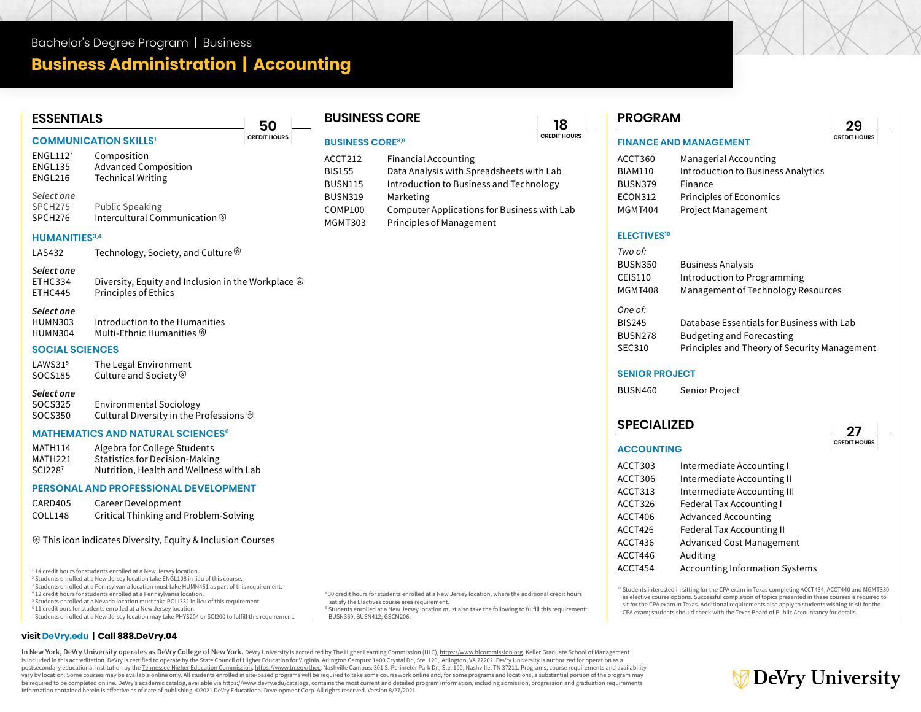Bachelor's Degree Program | Business

# Business Administration | Accounting

## ESSENTIALS

**50** CREDIT HOURS

### COMMUNICATION SKILLS[1]

| | |
|---|---|
| ENGL112[2] | Composition |
| ENGL135 | Advanced Composition |
| ENGL216 | Technical Writing |

*Select one*

| | |
|---|---|
| SPCH275 | Public Speaking |
| SPCH276 | Intercultural Communication ⛨ |

### HUMANITIES[3,4]

| | |
|---|---|
| LAS432 | Technology, Society, and Culture ⛨ |

*Select one*

| | |
|---|---|
| ETHC334 | Diversity, Equity and Inclusion in the Workplace ⛨ |
| ETHC445 | Principles of Ethics |

*Select one*

| | |
|---|---|
| HUMN303 | Introduction to the Humanities |
| HUMN304 | Multi-Ethnic Humanities ⛨ |

### SOCIAL SCIENCES

| | |
|---|---|
| LAWS31[5] | The Legal Environment |
| SOCS185 | Culture and Society ⛨ |

*Select one*

| | |
|---|---|
| SOCS325 | Environmental Sociology |
| SOCS350 | Cultural Diversity in the Professions ⛨ |

### MATHEMATICS AND NATURAL SCIENCES[6]

| | |
|---|---|
| MATH114 | Algebra for College Students |
| MATH221 | Statistics for Decision-Making |
| SCI228[7] | Nutrition, Health and Wellness with Lab |

### PERSONAL AND PROFESSIONAL DEVELOPMENT

| | |
|---|---|
| CARD405 | Career Development |
| COLL148 | Critical Thinking and Problem-Solving |

⛨ This icon indicates Diversity, Equity & Inclusion Courses

[1] 14 credit hours for students enrolled at a New Jersey location.
[2] Students enrolled at a New Jersey location take ENGL108 in lieu of this course.
[3] Students enrolled at a Pennsylvania location must take HUMN451 as part of this requirement.
[4] 12 credit hours for students enrolled at a Pennsylvania location.
[5] Students enrolled at a Nevada location must take POLI332 in lieu of this requirement.
[6] 11 credit ours for students enrolled at a New Jersey location.
[7] Students enrolled at a New Jersey location may take PHYS204 or SCI200 to fulfill this requirement.

## BUSINESS CORE

**18** CREDIT HOURS

### BUSINESS CORE[8,9]

| | |
|---|---|
| ACCT212 | Financial Accounting |
| BIS155 | Data Analysis with Spreadsheets with Lab |
| BUSN115 | Introduction to Business and Technology |
| BUSN319 | Marketing |
| COMP100 | Computer Applications for Business with Lab |
| MGMT303 | Principles of Management |

[8] 30 credit hours for students enrolled at a New Jersey location, where the additional credit hours satisfy the Electives course area requirement.
[9] Students enrolled at a New Jersey location must also take the following to fulfill this requirement: BUSN369; BUSN412; GSCM206.

## PROGRAM

**29** CREDIT HOURS

### FINANCE AND MANAGEMENT

| | |
|---|---|
| ACCT360 | Managerial Accounting |
| BIAM110 | Introduction to Business Analytics |
| BUSN379 | Finance |
| ECON312 | Principles of Economics |
| MGMT404 | Project Management |

### ELECTIVES[10]

*Two of:*

| | |
|---|---|
| BUSN350 | Business Analysis |
| CEIS110 | Introduction to Programming |
| MGMT408 | Management of Technology Resources |

*One of:*

| | |
|---|---|
| BIS245 | Database Essentials for Business with Lab |
| BUSN278 | Budgeting and Forecasting |
| SEC310 | Principles and Theory of Security Management |

### SENIOR PROJECT

| | |
|---|---|
| BUSN460 | Senior Project |

## SPECIALIZED

**27** CREDIT HOURS

### ACCOUNTING

| | |
|---|---|
| ACCT303 | Intermediate Accounting I |
| ACCT306 | Intermediate Accounting II |
| ACCT313 | Intermediate Accounting III |
| ACCT326 | Federal Tax Accounting I |
| ACCT406 | Advanced Accounting |
| ACCT426 | Federal Tax Accounting II |
| ACCT436 | Advanced Cost Management |
| ACCT446 | Auditing |
| ACCT454 | Accounting Information Systems |

[10] Students interested in sitting for the CPA exam in Texas completing ACCT434, ACCT440 and MGMT330 as elective course options. Successful completion of topics presented in these courses is required to sit for the CPA exam in Texas. Additional requirements also apply to students wishing to sit for the CPA exam; students should check with the Texas Board of Public Accountancy for details.

**visit DeVry.edu | Call 888.DeVry.04**

**In New York, DeVry University operates as DeVry College of New York.** DeVry University is accredited by The Higher Learning Commission (HLC), https://www.hlcommission.org. Keller Graduate School of Management is included in this accreditation. DeVry is certified to operate by the State Council of Higher Education for Virginia. Arlington Campus: 1400 Crystal Dr., Ste. 120, Arlington, VA 22202. DeVry University is authorized for operation as a postsecondary educational institution by the Tennessee Higher Education Commission, https://www.tn.gov/thec. Nashville Campus: 301 S. Perimeter Park Dr., Ste. 100, Nashville, TN 37211. Programs, course requirements and availability vary by location. Some courses may be available online only. All students enrolled in site-based programs will be required to take some coursework online and, for some programs and locations, a substantial portion of the program may be required to be completed online. DeVry's academic catalog, available via https://www.devry.edu/catalogs, contains the most current and detailed program information, including admission, progression and graduation requirements. Information contained herein is effective as of date of publishing. ©2021 DeVry Educational Development Corp. All rights reserved. Version 8/27/2021

DeVry University